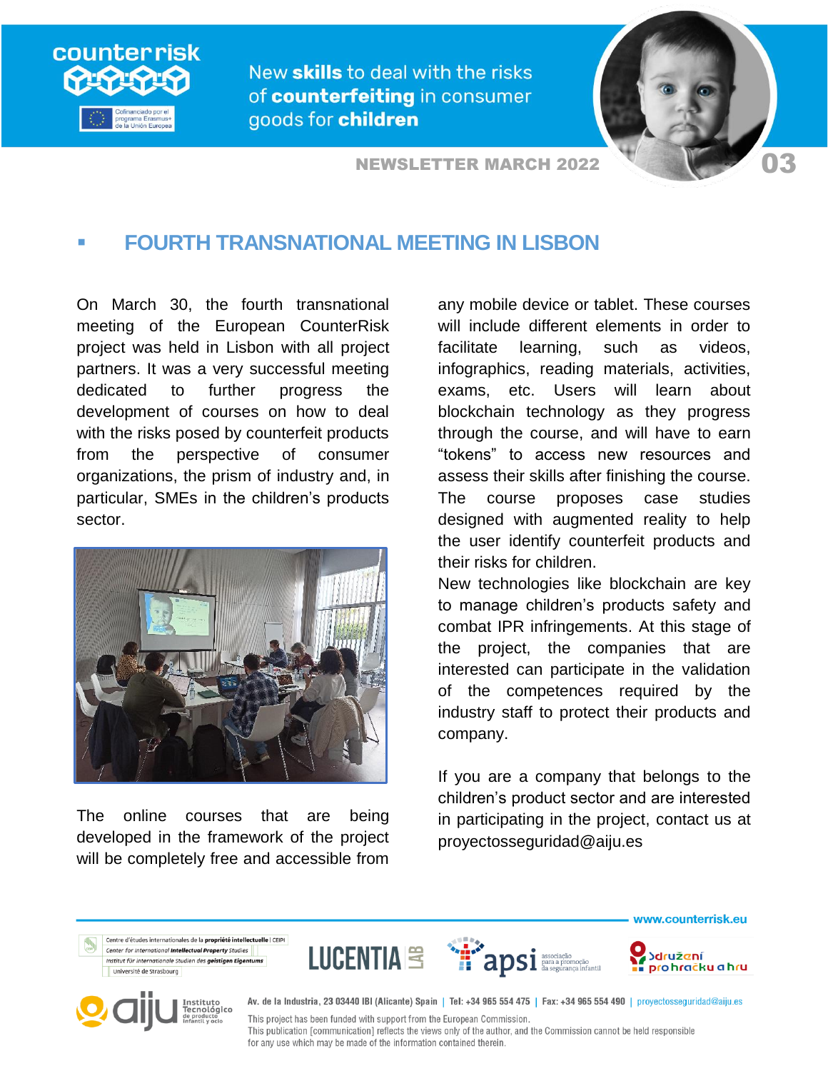counterrisk

Cofinanciado por el programa Erasmus+ de la Unión Europea

New **skills** to deal with the risks of **counterfeiting** in consumer goods for **children**

**NEWSLETTER MARCH 2022** **03**

## FOURTH TRANSNATIONAL MEETING IN LISBON

On March 30, the fourth transnational meeting of the European CounterRisk project was held in Lisbon with all project partners. It was a very successful meeting dedicated to further progress the development of courses on how to deal with the risks posed by counterfeit products from the perspective of consumer organizations, the prism of industry and, in particular, SMEs in the children's products sector.

The online courses that are being developed in the framework of the project will be completely free and accessible from any mobile device or tablet. These courses will include different elements in order to facilitate learning, such as videos, infographics, reading materials, activities, exams, etc. Users will learn about blockchain technology as they progress through the course, and will have to earn "tokens" to access new resources and assess their skills after finishing the course. The course proposes case studies designed with augmented reality to help the user identify counterfeit products and their risks for children.

New technologies like blockchain are key to manage children's products safety and combat IPR infringements. At this stage of the project, the companies that are interested can participate in the validation of the competences required by the industry staff to protect their products and company.

If you are a company that belongs to the children's product sector and are interested in participating in the project, contact us at proyectosseguridad@aiju.es

www.counterrisk.eu

Centre d'études internationales de la propriété intellectuelle | CEIPI
Center for International Intellectual Property Studies
Institut für internationale Studien des geistigen Eigentums
Université de Strasbourg

LUCENTIA LAB

apsi associação para a promoção da segurança infantil

Sdružení pro hračku a hru

aiju Instituto Tecnológico de producto infantil y ocio

Av. de la Industria, 23 03440 IBI (Alicante) Spain | Tel: +34 965 554 475 | Fax: +34 965 554 490 | proyectosseguridad@aiju.es

This project has been funded with support from the European Commission.
This publication [communication] reflects the views only of the author, and the Commission cannot be held responsible for any use which may be made of the information contained therein.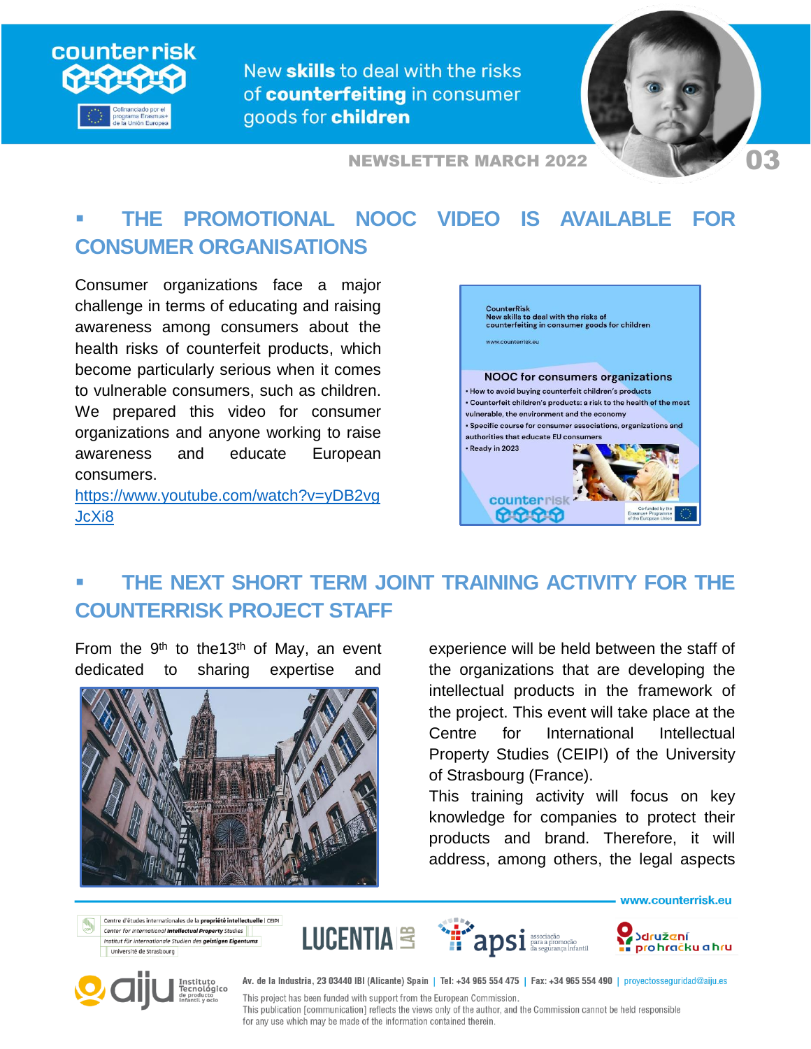## THE PROMOTIONAL NOOC VIDEO IS AVAILABLE FOR CONSUMER ORGANISATIONS

Consumer organizations face a major challenge in terms of educating and raising awareness among consumers about the health risks of counterfeit products, which become particularly serious when it comes to vulnerable consumers, such as children. We prepared this video for consumer organizations and anyone working to raise awareness and educate European consumers.

https://www.youtube.com/watch?v=yDB2vgJcXi8

## THE NEXT SHORT TERM JOINT TRAINING ACTIVITY FOR THE COUNTERRISK PROJECT STAFF

From the 9th to the 13th of May, an event dedicated to sharing expertise and experience will be held between the staff of the organizations that are developing the intellectual products in the framework of the project. This event will take place at the Centre for International Intellectual Property Studies (CEIPI) of the University of Strasbourg (France).

This training activity will focus on key knowledge for companies to protect their products and brand. Therefore, it will address, among others, the legal aspects

www.counterrisk.eu

Av. de la Industria, 23 03440 IBI (Alicante) Spain | Tel: +34 965 554 475 | Fax: +34 965 554 490 | proyectosseguridad@aiju.es

This project has been funded with support from the European Commission.
This publication [communication] reflects the views only of the author, and the Commission cannot be held responsible for any use which may be made of the information contained therein.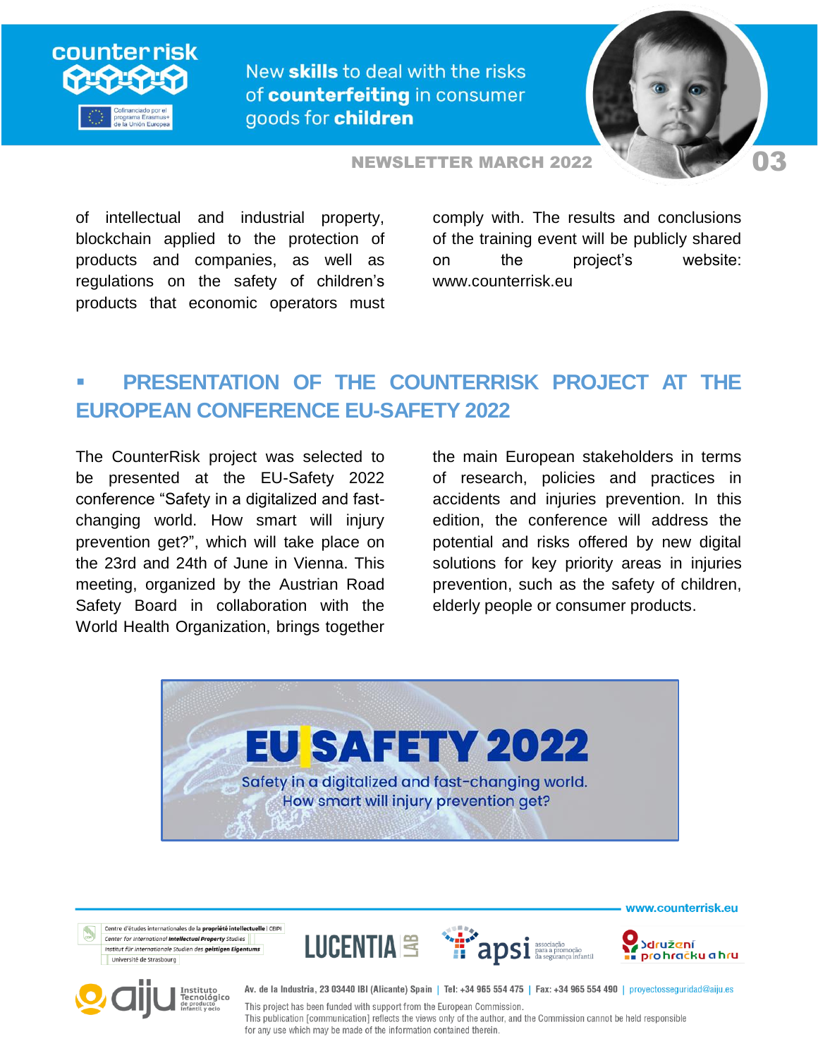of intellectual and industrial property, blockchain applied to the protection of products and companies, as well as regulations on the safety of children's products that economic operators must comply with. The results and conclusions of the training event will be publicly shared on the project's website: www.counterrisk.eu

## ▪ PRESENTATION OF THE COUNTERRISK PROJECT AT THE EUROPEAN CONFERENCE EU-SAFETY 2022

The CounterRisk project was selected to be presented at the EU-Safety 2022 conference "Safety in a digitalized and fast-changing world. How smart will injury prevention get?", which will take place on the 23rd and 24th of June in Vienna. This meeting, organized by the Austrian Road Safety Board in collaboration with the World Health Organization, brings together the main European stakeholders in terms of research, policies and practices in accidents and injuries prevention. In this edition, the conference will address the potential and risks offered by new digital solutions for key priority areas in injuries prevention, such as the safety of children, elderly people or consumer products.

EU SAFETY 2022

Safety in a digitalized and fast-changing world.
How smart will injury prevention get?